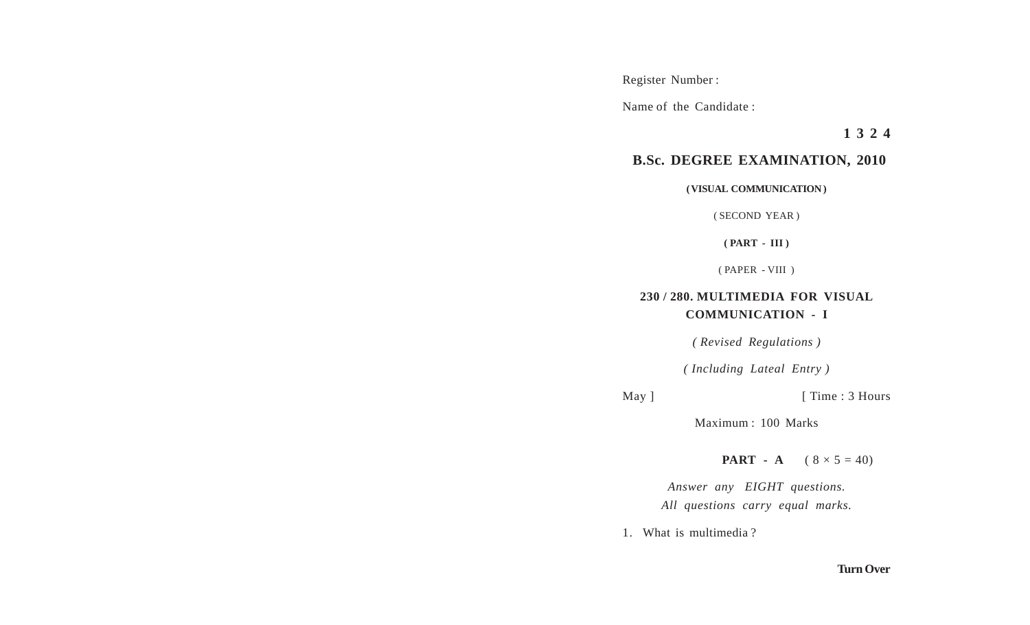Register Number :

Name of the Candidate :

**1 3 2 4**

# B.Sc. DEGREE EXAMINATION, 2010

**( VISUAL COMMUNICATION )**

( SECOND YEAR )

**( PART - III )**

( PAPER - VIII )

## 230 / 280. MULTIMEDIA FOR VISUAL COMMUNICATION - I

*( Revised Regulations )*

*( Including Lateal Entry )*

May ] [ Time : 3 Hours

Maximum : 100 Marks

**PART - A** ( $8 \times 5 = 40$)

*Answer any EIGHT questions.*
*All questions carry equal marks.*

1. What is multimedia ?

**Turn Over**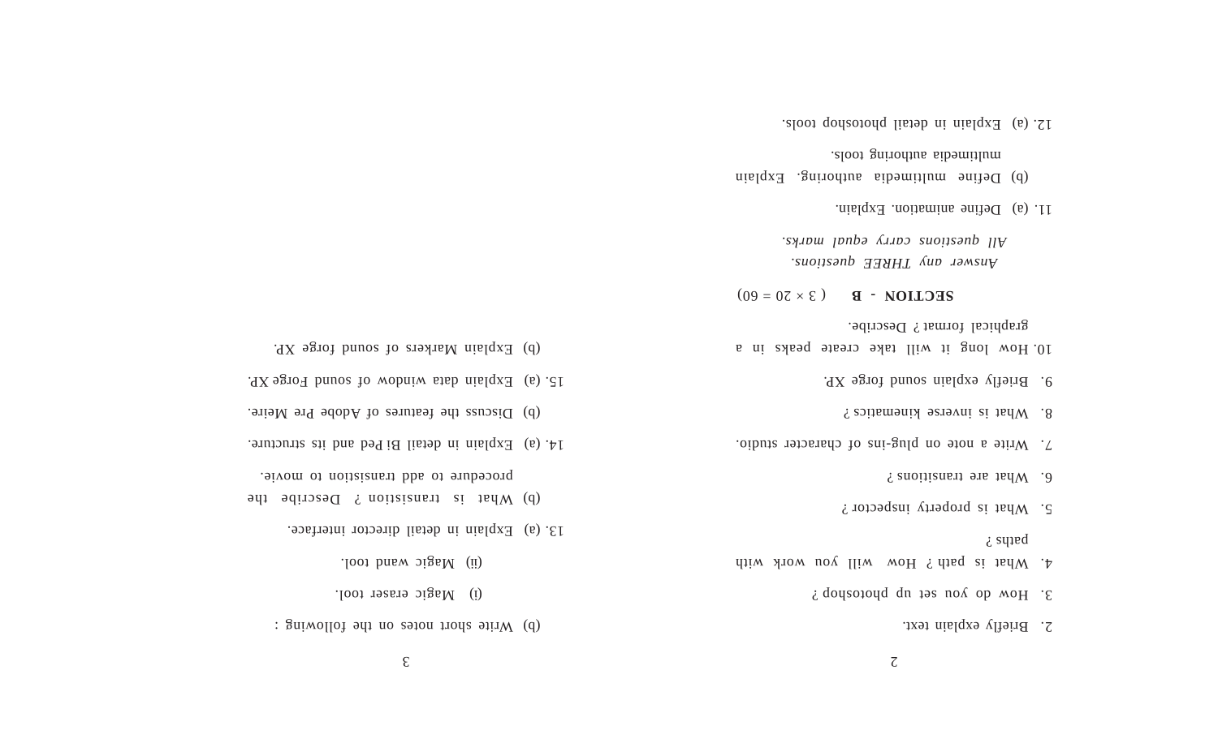2. Briefly explain text.

3. How do you set up photoshop ?

4. What is path ? How will you work with paths ?

5. What is property inspector ?

6. What are transitions ?

7. Write a note on plug-ins of character studio.

8. What is inverse kinematics ?

9. Briefly explain sound forge XP.

10. How long it will take create peaks in a graphical format ? Describe.

**SECTION - B** ( 3 × 20 = 60)

*Answer any THREE questions.*

*All questions carry equal marks.*

11. (a) Define animation. Explain.

    (b) Define multimedia authoring. Explain multimedia authoring tools.

12. (a) Explain in detail photoshop tools.

    (b) Write short notes on the following :

    (i) Magic eraser tool.

    (ii) Magic wand tool.

13. (a) Explain in detail director interface.

    (b) What is transistion ? Describe the procedure to add transistion to movie.

14. (a) Explain in detail Bi Ped and its structure.

    (b) Discuss the features of Adobe Pre Meire.

15. (a) Explain data window of sound Forge XP.

    (b) Explain Markers of sound forge XP.